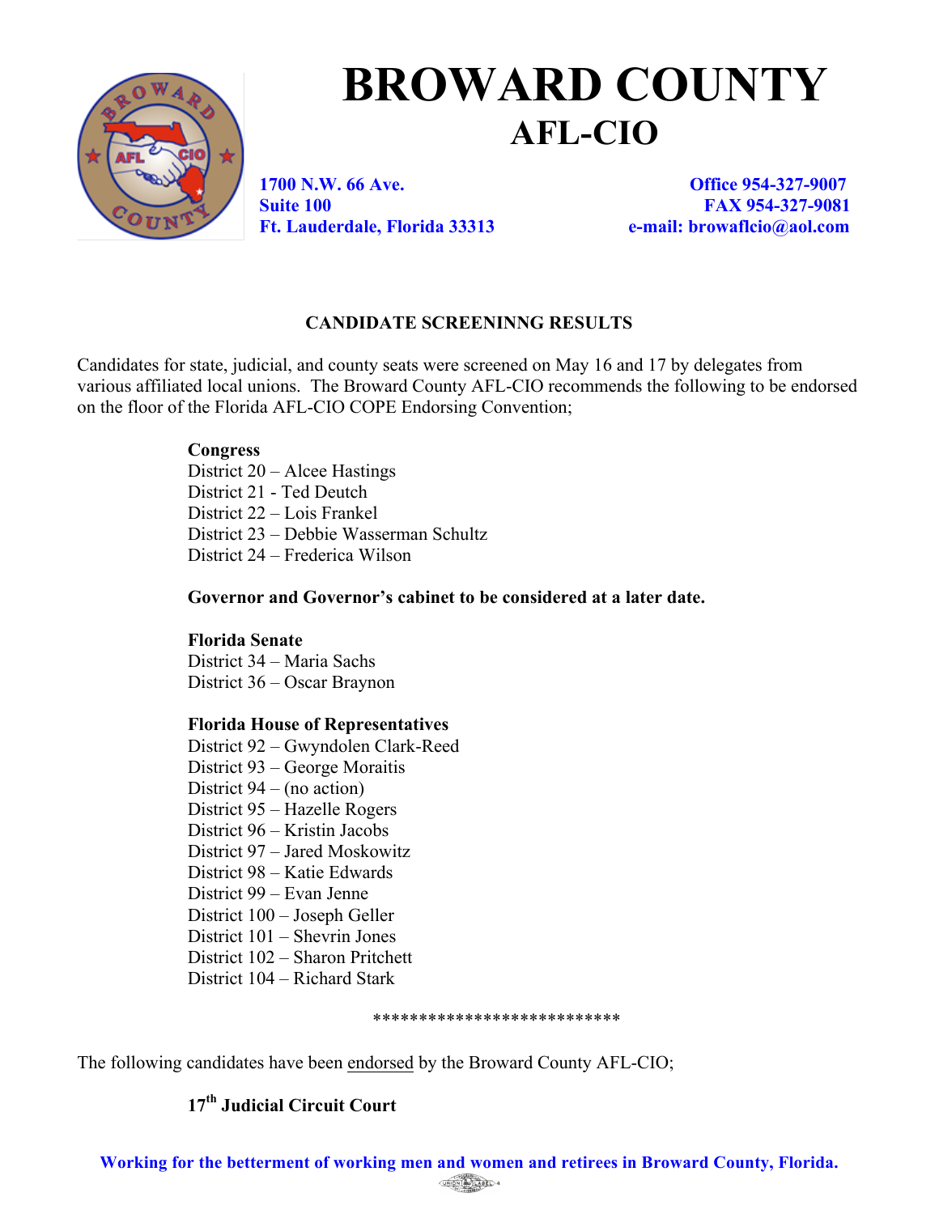# BROWARD COUNTY

## AFL-CIO

1700 N.W. 66 Ave.
Suite 100
Ft. Lauderdale, Florida 33313

Office 954-327-9007
FAX 954-327-9081
e-mail: browaflcio@aol.com

### CANDIDATE SCREENINNG RESULTS

Candidates for state, judicial, and county seats were screened on May 16 and 17 by delegates from various affiliated local unions. The Broward County AFL-CIO recommends the following to be endorsed on the floor of the Florida AFL-CIO COPE Endorsing Convention;

**Congress**
District 20 – Alcee Hastings
District 21 - Ted Deutch
District 22 – Lois Frankel
District 23 – Debbie Wasserman Schultz
District 24 – Frederica Wilson

**Governor and Governor's cabinet to be considered at a later date.**

**Florida Senate**
District 34 – Maria Sachs
District 36 – Oscar Braynon

**Florida House of Representatives**
District 92 – Gwyndolen Clark-Reed
District 93 – George Moraitis
District 94 – (no action)
District 95 – Hazelle Rogers
District 96 – Kristin Jacobs
District 97 – Jared Moskowitz
District 98 – Katie Edwards
District 99 – Evan Jenne
District 100 – Joseph Geller
District 101 – Shevrin Jones
District 102 – Sharon Pritchett
District 104 – Richard Stark

***************************

The following candidates have been endorsed by the Broward County AFL-CIO;

**17th Judicial Circuit Court**

Working for the betterment of working men and women and retirees in Broward County, Florida.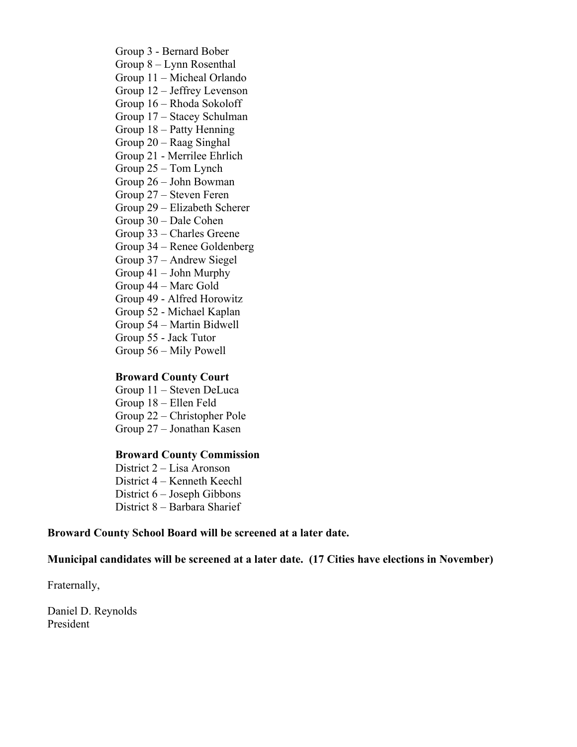Group 3 - Bernard Bober
Group 8 – Lynn Rosenthal
Group 11 – Micheal Orlando
Group 12 – Jeffrey Levenson
Group 16 – Rhoda Sokoloff
Group 17 – Stacey Schulman
Group 18 – Patty Henning
Group 20 – Raag Singhal
Group 21 - Merrilee Ehrlich
Group 25 – Tom Lynch
Group 26 – John Bowman
Group 27 – Steven Feren
Group 29 – Elizabeth Scherer
Group 30 – Dale Cohen
Group 33 – Charles Greene
Group 34 – Renee Goldenberg
Group 37 – Andrew Siegel
Group 41 – John Murphy
Group 44 – Marc Gold
Group 49 - Alfred Horowitz
Group 52 - Michael Kaplan
Group 54 – Martin Bidwell
Group 55 - Jack Tutor
Group 56 – Mily Powell

**Broward County Court**

Group 11 – Steven DeLuca
Group 18 – Ellen Feld
Group 22 – Christopher Pole
Group 27 – Jonathan Kasen

**Broward County Commission**

District 2 – Lisa Aronson
District 4 – Kenneth Keechl
District 6 – Joseph Gibbons
District 8 – Barbara Sharief

**Broward County School Board will be screened at a later date.**

**Municipal candidates will be screened at a later date. (17 Cities have elections in November)**

Fraternally,

Daniel D. Reynolds
President